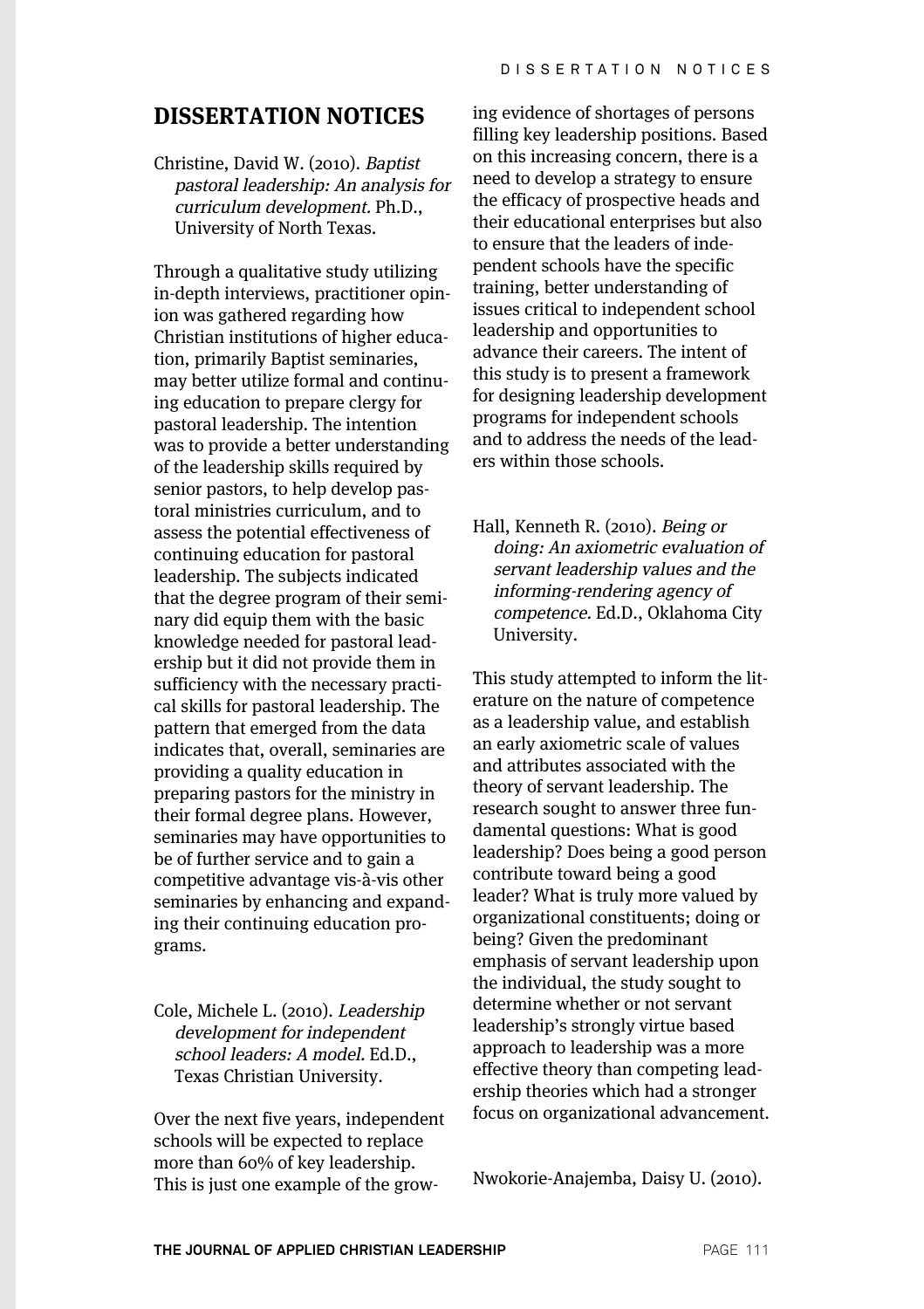# DISSERTATION NOTICES

Christine, David W. (2010). *Baptist pastoral leadership: An analysis for curriculum development.* Ph.D., University of North Texas.

Through a qualitative study utilizing in-depth interviews, practitioner opinion was gathered regarding how Christian institutions of higher education, primarily Baptist seminaries, may better utilize formal and continuing education to prepare clergy for pastoral leadership. The intention was to provide a better understanding of the leadership skills required by senior pastors, to help develop pastoral ministries curriculum, and to assess the potential effectiveness of continuing education for pastoral leadership. The subjects indicated that the degree program of their seminary did equip them with the basic knowledge needed for pastoral leadership but it did not provide them in sufficiency with the necessary practical skills for pastoral leadership. The pattern that emerged from the data indicates that, overall, seminaries are providing a quality education in preparing pastors for the ministry in their formal degree plans. However, seminaries may have opportunities to be of further service and to gain a competitive advantage vis-à-vis other seminaries by enhancing and expanding their continuing education programs.

Cole, Michele L. (2010). *Leadership development for independent school leaders: A model.* Ed.D., Texas Christian University.

Over the next five years, independent schools will be expected to replace more than 60% of key leadership. This is just one example of the growing evidence of shortages of persons filling key leadership positions. Based on this increasing concern, there is a need to develop a strategy to ensure the efficacy of prospective heads and their educational enterprises but also to ensure that the leaders of independent schools have the specific training, better understanding of issues critical to independent school leadership and opportunities to advance their careers. The intent of this study is to present a framework for designing leadership development programs for independent schools and to address the needs of the leaders within those schools.

Hall, Kenneth R. (2010). *Being or doing: An axiometric evaluation of servant leadership values and the informing-rendering agency of competence.* Ed.D., Oklahoma City University.

This study attempted to inform the literature on the nature of competence as a leadership value, and establish an early axiometric scale of values and attributes associated with the theory of servant leadership. The research sought to answer three fundamental questions: What is good leadership? Does being a good person contribute toward being a good leader? What is truly more valued by organizational constituents; doing or being? Given the predominant emphasis of servant leadership upon the individual, the study sought to determine whether or not servant leadership's strongly virtue based approach to leadership was a more effective theory than competing leadership theories which had a stronger focus on organizational advancement.

Nwokorie-Anajemba, Daisy U. (2010).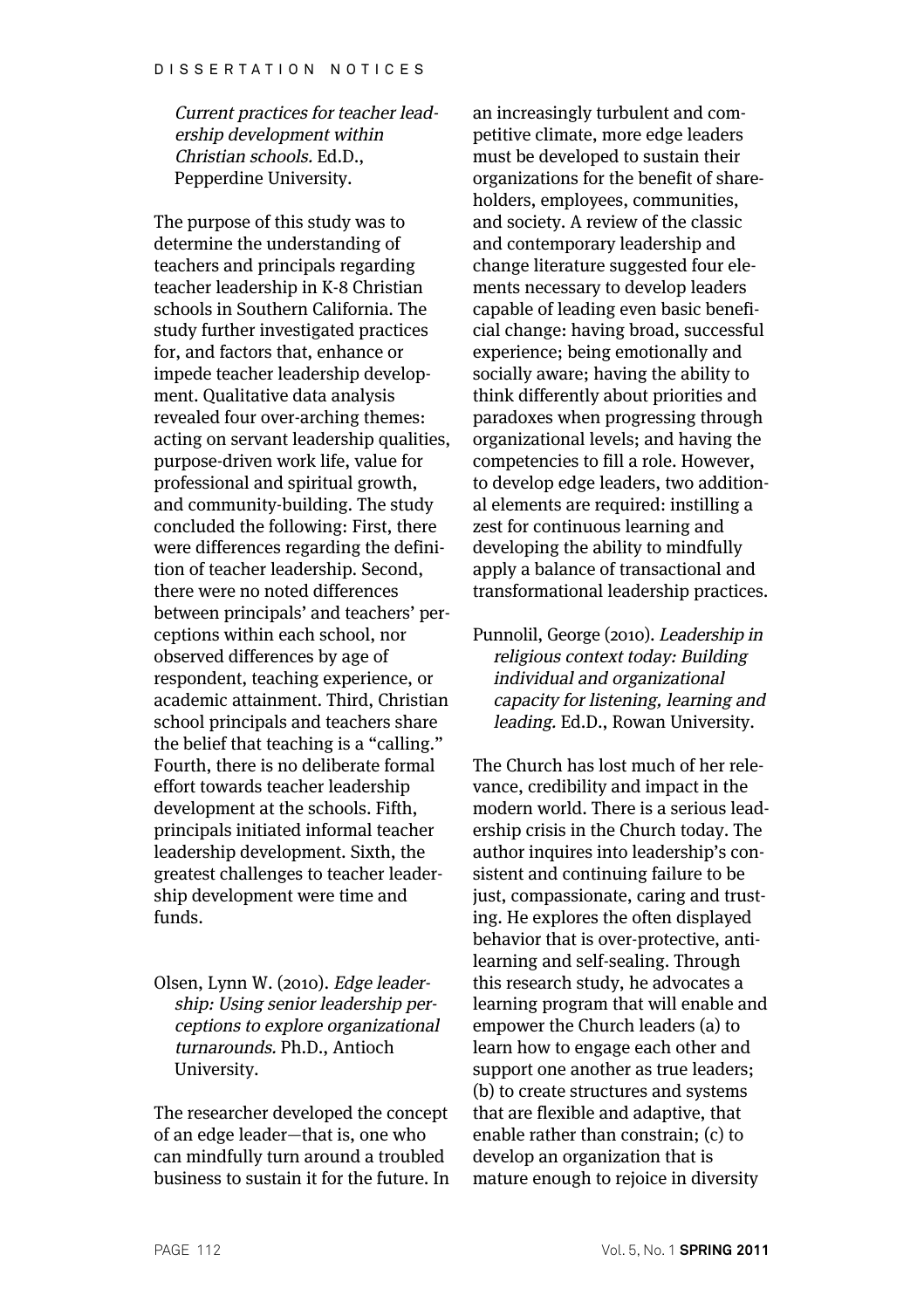*Current practices for teacher leadership development within Christian schools.* Ed.D., Pepperdine University.

The purpose of this study was to determine the understanding of teachers and principals regarding teacher leadership in K-8 Christian schools in Southern California. The study further investigated practices for, and factors that, enhance or impede teacher leadership development. Qualitative data analysis revealed four over-arching themes: acting on servant leadership qualities, purpose-driven work life, value for professional and spiritual growth, and community-building. The study concluded the following: First, there were differences regarding the definition of teacher leadership. Second, there were no noted differences between principals' and teachers' perceptions within each school, nor observed differences by age of respondent, teaching experience, or academic attainment. Third, Christian school principals and teachers share the belief that teaching is a "calling." Fourth, there is no deliberate formal effort towards teacher leadership development at the schools. Fifth, principals initiated informal teacher leadership development. Sixth, the greatest challenges to teacher leadership development were time and funds.

Olsen, Lynn W. (2010). *Edge leadership: Using senior leadership perceptions to explore organizational turnarounds.* Ph.D., Antioch University.

The researcher developed the concept of an edge leader—that is, one who can mindfully turn around a troubled business to sustain it for the future. In an increasingly turbulent and competitive climate, more edge leaders must be developed to sustain their organizations for the benefit of shareholders, employees, communities, and society. A review of the classic and contemporary leadership and change literature suggested four elements necessary to develop leaders capable of leading even basic beneficial change: having broad, successful experience; being emotionally and socially aware; having the ability to think differently about priorities and paradoxes when progressing through organizational levels; and having the competencies to fill a role. However, to develop edge leaders, two additional elements are required: instilling a zest for continuous learning and developing the ability to mindfully apply a balance of transactional and transformational leadership practices.

Punnolil, George (2010). *Leadership in religious context today: Building individual and organizational capacity for listening, learning and leading.* Ed.D., Rowan University.

The Church has lost much of her relevance, credibility and impact in the modern world. There is a serious leadership crisis in the Church today. The author inquires into leadership's consistent and continuing failure to be just, compassionate, caring and trusting. He explores the often displayed behavior that is over-protective, anti-learning and self-sealing. Through this research study, he advocates a learning program that will enable and empower the Church leaders (a) to learn how to engage each other and support one another as true leaders; (b) to create structures and systems that are flexible and adaptive, that enable rather than constrain; (c) to develop an organization that is mature enough to rejoice in diversity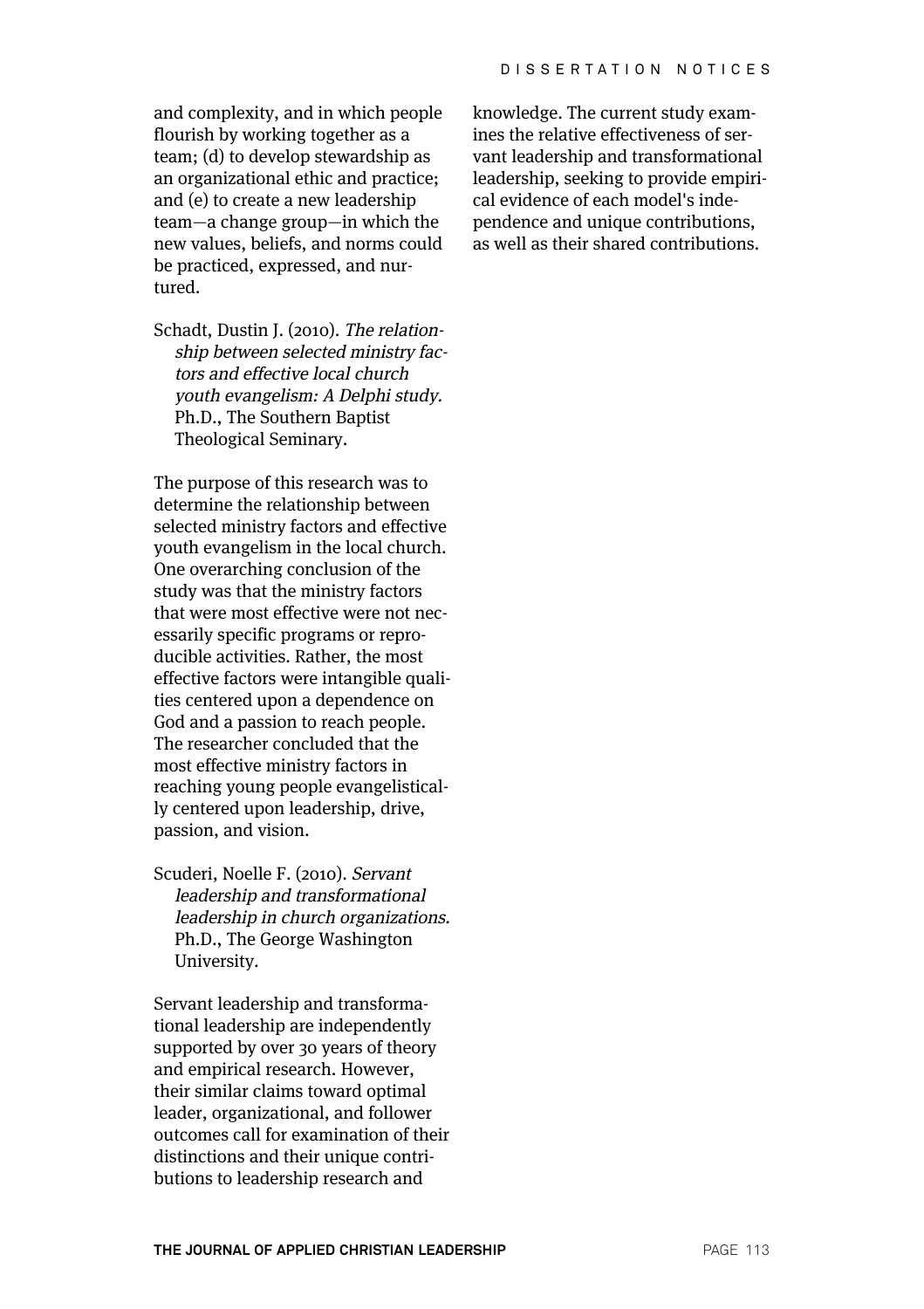and complexity, and in which people flourish by working together as a team; (d) to develop stewardship as an organizational ethic and practice; and (e) to create a new leadership team—a change group—in which the new values, beliefs, and norms could be practiced, expressed, and nurtured.

Schadt, Dustin J. (2010). *The relationship between selected ministry factors and effective local church youth evangelism: A Delphi study.* Ph.D., The Southern Baptist Theological Seminary.

The purpose of this research was to determine the relationship between selected ministry factors and effective youth evangelism in the local church. One overarching conclusion of the study was that the ministry factors that were most effective were not necessarily specific programs or reproducible activities. Rather, the most effective factors were intangible qualities centered upon a dependence on God and a passion to reach people. The researcher concluded that the most effective ministry factors in reaching young people evangelistically centered upon leadership, drive, passion, and vision.

Scuderi, Noelle F. (2010). *Servant leadership and transformational leadership in church organizations.* Ph.D., The George Washington University.

Servant leadership and transformational leadership are independently supported by over 30 years of theory and empirical research. However, their similar claims toward optimal leader, organizational, and follower outcomes call for examination of their distinctions and their unique contributions to leadership research and knowledge. The current study examines the relative effectiveness of servant leadership and transformational leadership, seeking to provide empirical evidence of each model's independence and unique contributions, as well as their shared contributions.